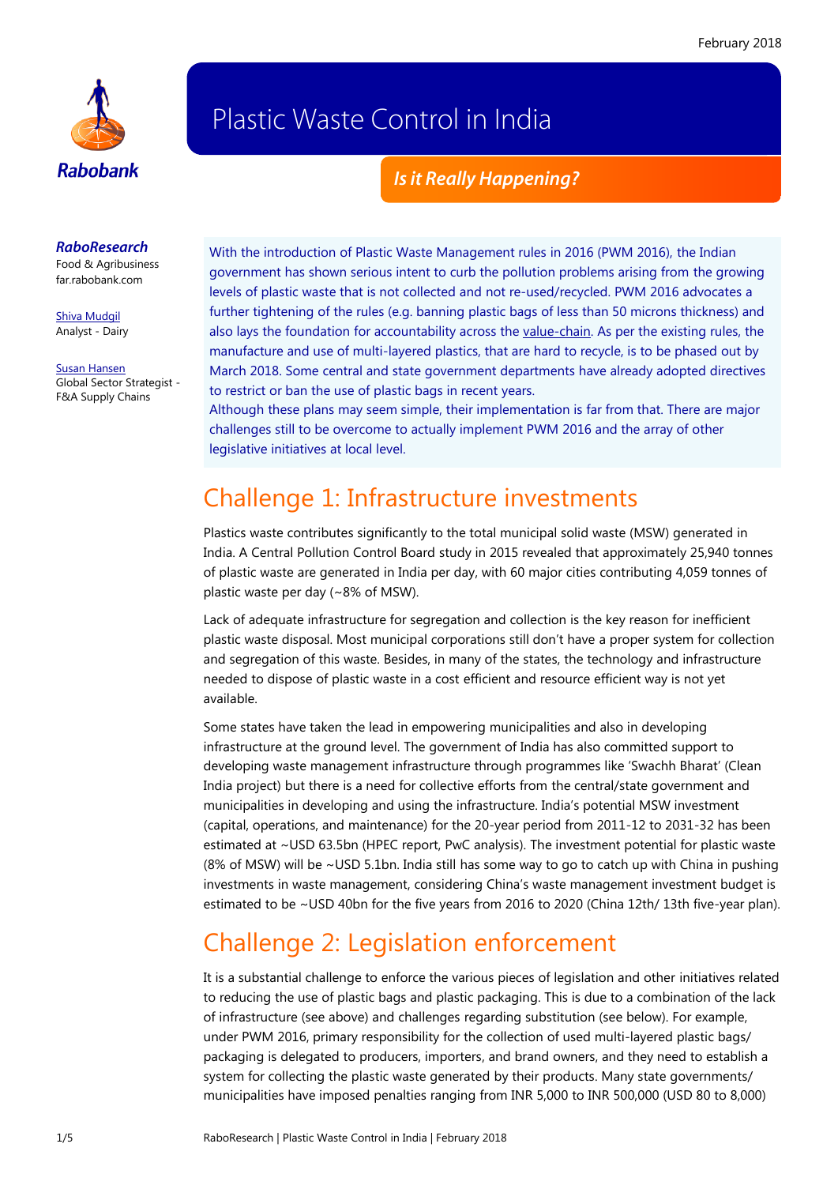February 2018

Rabobank

# Plastic Waste Control in India

## *Is it Really Happening?*

***RaboResearch***
Food & Agribusiness
far.rabobank.com

Shiva Mudgil
Analyst - Dairy

Susan Hansen
Global Sector Strategist - F&A Supply Chains

With the introduction of Plastic Waste Management rules in 2016 (PWM 2016), the Indian government has shown serious intent to curb the pollution problems arising from the growing levels of plastic waste that is not collected and not re-used/recycled. PWM 2016 advocates a further tightening of the rules (e.g. banning plastic bags of less than 50 microns thickness) and also lays the foundation for accountability across the value-chain. As per the existing rules, the manufacture and use of multi-layered plastics, that are hard to recycle, is to be phased out by March 2018. Some central and state government departments have already adopted directives to restrict or ban the use of plastic bags in recent years.

Although these plans may seem simple, their implementation is far from that. There are major challenges still to be overcome to actually implement PWM 2016 and the array of other legislative initiatives at local level.

## Challenge 1: Infrastructure investments

Plastics waste contributes significantly to the total municipal solid waste (MSW) generated in India. A Central Pollution Control Board study in 2015 revealed that approximately 25,940 tonnes of plastic waste are generated in India per day, with 60 major cities contributing 4,059 tonnes of plastic waste per day (~8% of MSW).

Lack of adequate infrastructure for segregation and collection is the key reason for inefficient plastic waste disposal. Most municipal corporations still don't have a proper system for collection and segregation of this waste. Besides, in many of the states, the technology and infrastructure needed to dispose of plastic waste in a cost efficient and resource efficient way is not yet available.

Some states have taken the lead in empowering municipalities and also in developing infrastructure at the ground level. The government of India has also committed support to developing waste management infrastructure through programmes like 'Swachh Bharat' (Clean India project) but there is a need for collective efforts from the central/state government and municipalities in developing and using the infrastructure. India's potential MSW investment (capital, operations, and maintenance) for the 20-year period from 2011-12 to 2031-32 has been estimated at ~USD 63.5bn (HPEC report, PwC analysis). The investment potential for plastic waste (8% of MSW) will be ~USD 5.1bn. India still has some way to go to catch up with China in pushing investments in waste management, considering China's waste management investment budget is estimated to be ~USD 40bn for the five years from 2016 to 2020 (China 12th/ 13th five-year plan).

## Challenge 2: Legislation enforcement

It is a substantial challenge to enforce the various pieces of legislation and other initiatives related to reducing the use of plastic bags and plastic packaging. This is due to a combination of the lack of infrastructure (see above) and challenges regarding substitution (see below). For example, under PWM 2016, primary responsibility for the collection of used multi-layered plastic bags/ packaging is delegated to producers, importers, and brand owners, and they need to establish a system for collecting the plastic waste generated by their products. Many state governments/ municipalities have imposed penalties ranging from INR 5,000 to INR 500,000 (USD 80 to 8,000)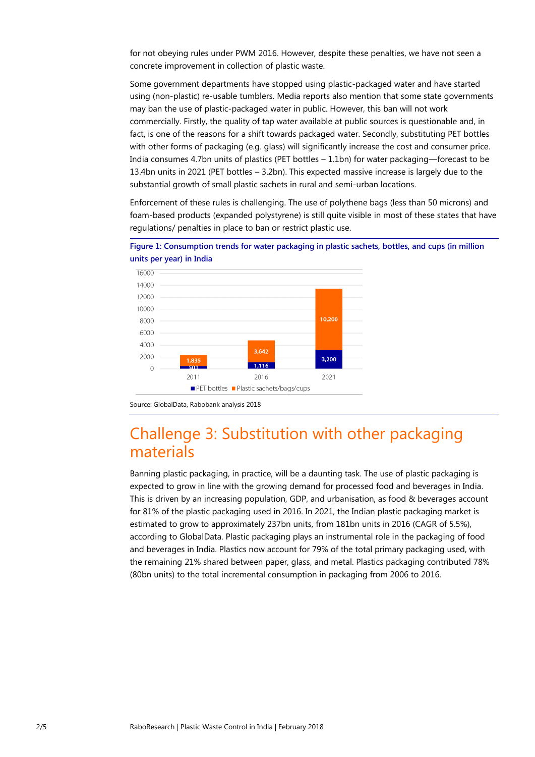for not obeying rules under PWM 2016. However, despite these penalties, we have not seen a concrete improvement in collection of plastic waste.

Some government departments have stopped using plastic-packaged water and have started using (non-plastic) re-usable tumblers. Media reports also mention that some state governments may ban the use of plastic-packaged water in public. However, this ban will not work commercially. Firstly, the quality of tap water available at public sources is questionable and, in fact, is one of the reasons for a shift towards packaged water. Secondly, substituting PET bottles with other forms of packaging (e.g. glass) will significantly increase the cost and consumer price. India consumes 4.7bn units of plastics (PET bottles – 1.1bn) for water packaging—forecast to be 13.4bn units in 2021 (PET bottles – 3.2bn). This expected massive increase is largely due to the substantial growth of small plastic sachets in rural and semi-urban locations.

Enforcement of these rules is challenging. The use of polythene bags (less than 50 microns) and foam-based products (expanded polystyrene) is still quite visible in most of these states that have regulations/ penalties in place to ban or restrict plastic use.

**Figure 1: Consumption trends for water packaging in plastic sachets, bottles, and cups (in million units per year) in India**

| Year | PET bottles | Plastic sachets/bags/cups |
|---|---|---|
| 2011 | 501 | 1,835 |
| 2016 | 1,116 | 3,642 |
| 2021 | 3,200 | 10,200 |

Source: GlobalData, Rabobank analysis 2018

## Challenge 3: Substitution with other packaging materials

Banning plastic packaging, in practice, will be a daunting task. The use of plastic packaging is expected to grow in line with the growing demand for processed food and beverages in India. This is driven by an increasing population, GDP, and urbanisation, as food & beverages account for 81% of the plastic packaging used in 2016. In 2021, the Indian plastic packaging market is estimated to grow to approximately 237bn units, from 181bn units in 2016 (CAGR of 5.5%), according to GlobalData. Plastic packaging plays an instrumental role in the packaging of food and beverages in India. Plastics now account for 79% of the total primary packaging used, with the remaining 21% shared between paper, glass, and metal. Plastics packaging contributed 78% (80bn units) to the total incremental consumption in packaging from 2006 to 2016.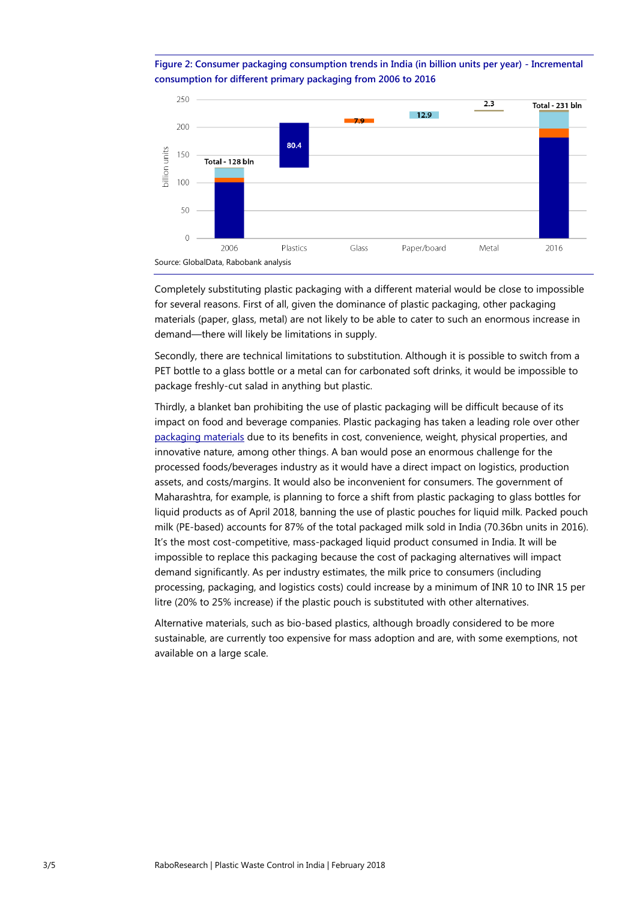**Figure 2: Consumer packaging consumption trends in India (in billion units per year) - Incremental consumption for different primary packaging from 2006 to 2016**

Source: GlobalData, Rabobank analysis

Completely substituting plastic packaging with a different material would be close to impossible for several reasons. First of all, given the dominance of plastic packaging, other packaging materials (paper, glass, metal) are not likely to be able to cater to such an enormous increase in demand—there will likely be limitations in supply.

Secondly, there are technical limitations to substitution. Although it is possible to switch from a PET bottle to a glass bottle or a metal can for carbonated soft drinks, it would be impossible to package freshly-cut salad in anything but plastic.

Thirdly, a blanket ban prohibiting the use of plastic packaging will be difficult because of its impact on food and beverage companies. Plastic packaging has taken a leading role over other packaging materials due to its benefits in cost, convenience, weight, physical properties, and innovative nature, among other things. A ban would pose an enormous challenge for the processed foods/beverages industry as it would have a direct impact on logistics, production assets, and costs/margins. It would also be inconvenient for consumers. The government of Maharashtra, for example, is planning to force a shift from plastic packaging to glass bottles for liquid products as of April 2018, banning the use of plastic pouches for liquid milk. Packed pouch milk (PE-based) accounts for 87% of the total packaged milk sold in India (70.36bn units in 2016). It's the most cost-competitive, mass-packaged liquid product consumed in India. It will be impossible to replace this packaging because the cost of packaging alternatives will impact demand significantly. As per industry estimates, the milk price to consumers (including processing, packaging, and logistics costs) could increase by a minimum of INR 10 to INR 15 per litre (20% to 25% increase) if the plastic pouch is substituted with other alternatives.

Alternative materials, such as bio-based plastics, although broadly considered to be more sustainable, are currently too expensive for mass adoption and are, with some exemptions, not available on a large scale.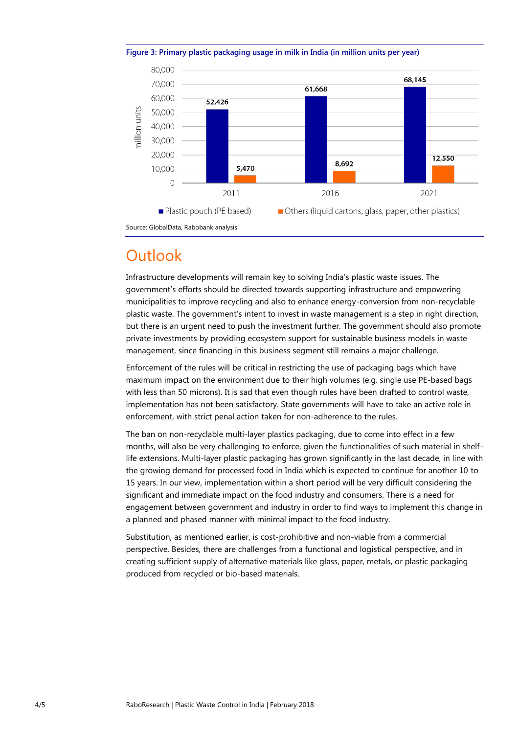**Figure 3: Primary plastic packaging usage in milk in India (in million units per year)**

| Year | Plastic pouch (PE based) | Others (liquid cartons, glass, paper, other plastics) |
| --- | --- | --- |
| 2011 | 52,426 | 5,470 |
| 2016 | 61,668 | 8,692 |
| 2021 | 68,145 | 12,550 |

Source: GlobalData, Rabobank analysis

# Outlook

Infrastructure developments will remain key to solving India's plastic waste issues. The government's efforts should be directed towards supporting infrastructure and empowering municipalities to improve recycling and also to enhance energy-conversion from non-recyclable plastic waste. The government's intent to invest in waste management is a step in right direction, but there is an urgent need to push the investment further. The government should also promote private investments by providing ecosystem support for sustainable business models in waste management, since financing in this business segment still remains a major challenge.

Enforcement of the rules will be critical in restricting the use of packaging bags which have maximum impact on the environment due to their high volumes (e.g. single use PE-based bags with less than 50 microns). It is sad that even though rules have been drafted to control waste, implementation has not been satisfactory. State governments will have to take an active role in enforcement, with strict penal action taken for non-adherence to the rules.

The ban on non-recyclable multi-layer plastics packaging, due to come into effect in a few months, will also be very challenging to enforce, given the functionalities of such material in shelf-life extensions. Multi-layer plastic packaging has grown significantly in the last decade, in line with the growing demand for processed food in India which is expected to continue for another 10 to 15 years. In our view, implementation within a short period will be very difficult considering the significant and immediate impact on the food industry and consumers. There is a need for engagement between government and industry in order to find ways to implement this change in a planned and phased manner with minimal impact to the food industry.

Substitution, as mentioned earlier, is cost-prohibitive and non-viable from a commercial perspective. Besides, there are challenges from a functional and logistical perspective, and in creating sufficient supply of alternative materials like glass, paper, metals, or plastic packaging produced from recycled or bio-based materials.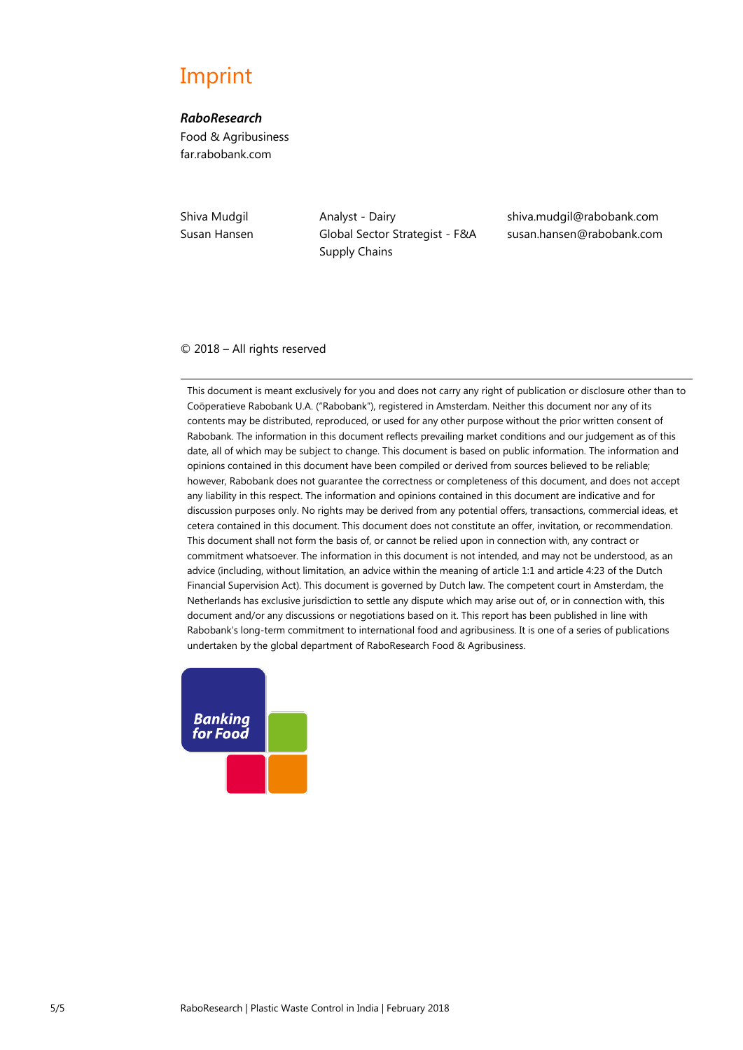# Imprint

***RaboResearch***
Food & Agribusiness
far.rabobank.com

| | | |
|---|---|---|
| Shiva Mudgil | Analyst - Dairy | shiva.mudgil@rabobank.com |
| Susan Hansen | Global Sector Strategist - F&A Supply Chains | susan.hansen@rabobank.com |

© 2018 – All rights reserved

This document is meant exclusively for you and does not carry any right of publication or disclosure other than to Coöperatieve Rabobank U.A. ("Rabobank"), registered in Amsterdam. Neither this document nor any of its contents may be distributed, reproduced, or used for any other purpose without the prior written consent of Rabobank. The information in this document reflects prevailing market conditions and our judgement as of this date, all of which may be subject to change. This document is based on public information. The information and opinions contained in this document have been compiled or derived from sources believed to be reliable; however, Rabobank does not guarantee the correctness or completeness of this document, and does not accept any liability in this respect. The information and opinions contained in this document are indicative and for discussion purposes only. No rights may be derived from any potential offers, transactions, commercial ideas, et cetera contained in this document. This document does not constitute an offer, invitation, or recommendation. This document shall not form the basis of, or cannot be relied upon in connection with, any contract or commitment whatsoever. The information in this document is not intended, and may not be understood, as an advice (including, without limitation, an advice within the meaning of article 1:1 and article 4:23 of the Dutch Financial Supervision Act). This document is governed by Dutch law. The competent court in Amsterdam, the Netherlands has exclusive jurisdiction to settle any dispute which may arise out of, or in connection with, this document and/or any discussions or negotiations based on it. This report has been published in line with Rabobank's long-term commitment to international food and agribusiness. It is one of a series of publications undertaken by the global department of RaboResearch Food & Agribusiness.

***Banking for Food***